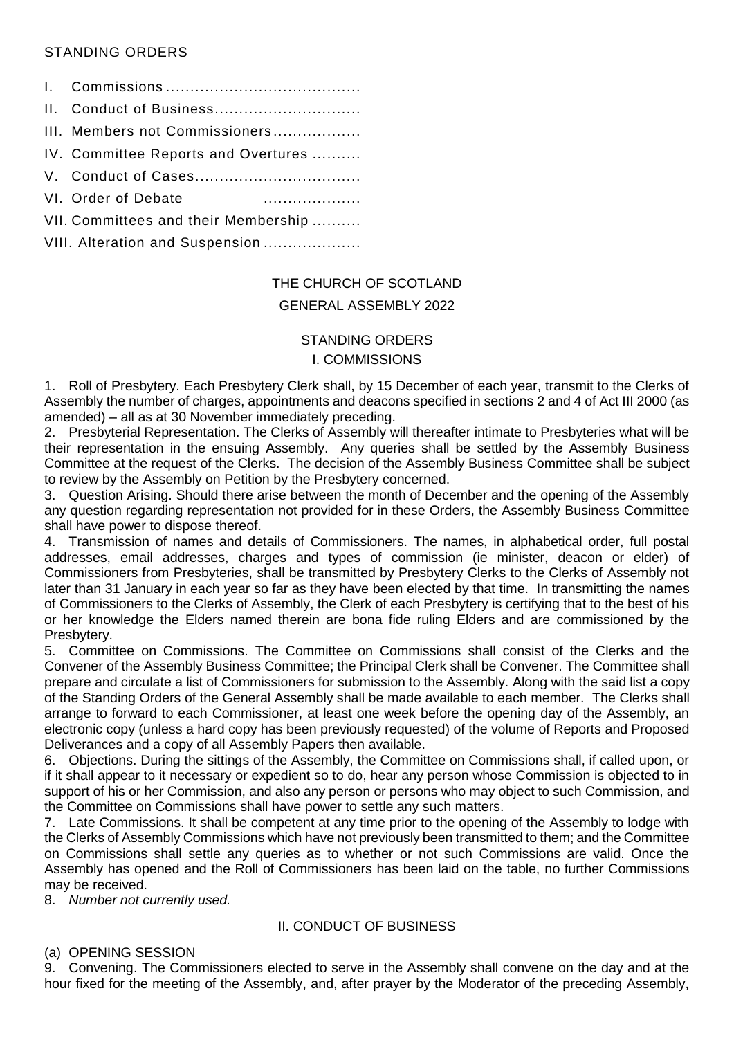STANDING ORDERS

I. Commissions ........................................
II. Conduct of Business..............................
III. Members not Commissioners..................
IV. Committee Reports and Overtures ..........
V. Conduct of Cases..................................
VI. Order of Debate ....................
VII. Committees and their Membership ..........
VIII. Alteration and Suspension ....................

THE CHURCH OF SCOTLAND

GENERAL ASSEMBLY 2022

## STANDING ORDERS

### I. COMMISSIONS

1. Roll of Presbytery. Each Presbytery Clerk shall, by 15 December of each year, transmit to the Clerks of Assembly the number of charges, appointments and deacons specified in sections 2 and 4 of Act III 2000 (as amended) – all as at 30 November immediately preceding.

2. Presbyterial Representation. The Clerks of Assembly will thereafter intimate to Presbyteries what will be their representation in the ensuing Assembly. Any queries shall be settled by the Assembly Business Committee at the request of the Clerks. The decision of the Assembly Business Committee shall be subject to review by the Assembly on Petition by the Presbytery concerned.

3. Question Arising. Should there arise between the month of December and the opening of the Assembly any question regarding representation not provided for in these Orders, the Assembly Business Committee shall have power to dispose thereof.

4. Transmission of names and details of Commissioners. The names, in alphabetical order, full postal addresses, email addresses, charges and types of commission (ie minister, deacon or elder) of Commissioners from Presbyteries, shall be transmitted by Presbytery Clerks to the Clerks of Assembly not later than 31 January in each year so far as they have been elected by that time. In transmitting the names of Commissioners to the Clerks of Assembly, the Clerk of each Presbytery is certifying that to the best of his or her knowledge the Elders named therein are bona fide ruling Elders and are commissioned by the Presbytery.

5. Committee on Commissions. The Committee on Commissions shall consist of the Clerks and the Convener of the Assembly Business Committee; the Principal Clerk shall be Convener. The Committee shall prepare and circulate a list of Commissioners for submission to the Assembly. Along with the said list a copy of the Standing Orders of the General Assembly shall be made available to each member. The Clerks shall arrange to forward to each Commissioner, at least one week before the opening day of the Assembly, an electronic copy (unless a hard copy has been previously requested) of the volume of Reports and Proposed Deliverances and a copy of all Assembly Papers then available.

6. Objections. During the sittings of the Assembly, the Committee on Commissions shall, if called upon, or if it shall appear to it necessary or expedient so to do, hear any person whose Commission is objected to in support of his or her Commission, and also any person or persons who may object to such Commission, and the Committee on Commissions shall have power to settle any such matters.

7. Late Commissions. It shall be competent at any time prior to the opening of the Assembly to lodge with the Clerks of Assembly Commissions which have not previously been transmitted to them; and the Committee on Commissions shall settle any queries as to whether or not such Commissions are valid. Once the Assembly has opened and the Roll of Commissioners has been laid on the table, no further Commissions may be received.

8. *Number not currently used.*

### II. CONDUCT OF BUSINESS

(a) OPENING SESSION

9. Convening. The Commissioners elected to serve in the Assembly shall convene on the day and at the hour fixed for the meeting of the Assembly, and, after prayer by the Moderator of the preceding Assembly,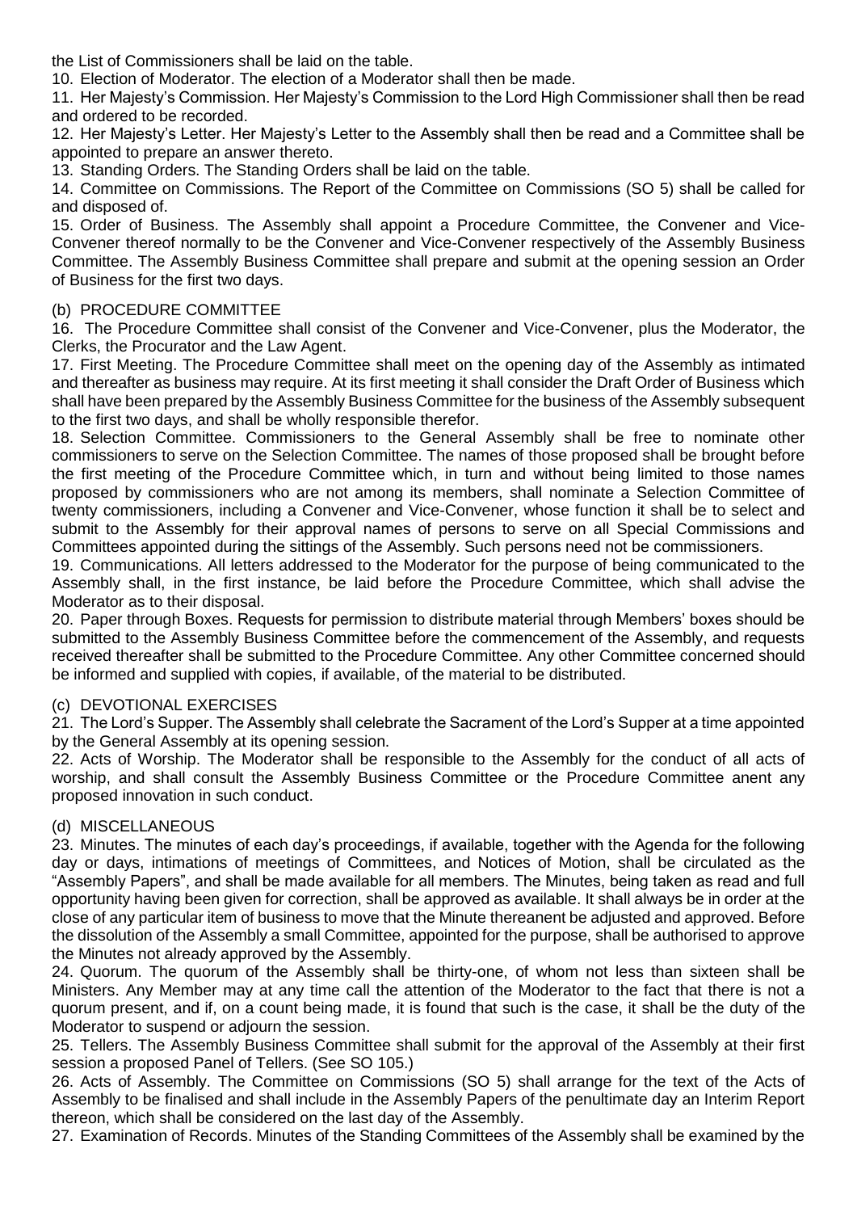the List of Commissioners shall be laid on the table.

10. Election of Moderator. The election of a Moderator shall then be made.

11. Her Majesty's Commission. Her Majesty's Commission to the Lord High Commissioner shall then be read and ordered to be recorded.

12. Her Majesty's Letter. Her Majesty's Letter to the Assembly shall then be read and a Committee shall be appointed to prepare an answer thereto.

13. Standing Orders. The Standing Orders shall be laid on the table.

14. Committee on Commissions. The Report of the Committee on Commissions (SO 5) shall be called for and disposed of.

15. Order of Business. The Assembly shall appoint a Procedure Committee, the Convener and Vice-Convener thereof normally to be the Convener and Vice-Convener respectively of the Assembly Business Committee. The Assembly Business Committee shall prepare and submit at the opening session an Order of Business for the first two days.

## (b) PROCEDURE COMMITTEE

16. The Procedure Committee shall consist of the Convener and Vice-Convener, plus the Moderator, the Clerks, the Procurator and the Law Agent.

17. First Meeting. The Procedure Committee shall meet on the opening day of the Assembly as intimated and thereafter as business may require. At its first meeting it shall consider the Draft Order of Business which shall have been prepared by the Assembly Business Committee for the business of the Assembly subsequent to the first two days, and shall be wholly responsible therefor.

18. Selection Committee. Commissioners to the General Assembly shall be free to nominate other commissioners to serve on the Selection Committee. The names of those proposed shall be brought before the first meeting of the Procedure Committee which, in turn and without being limited to those names proposed by commissioners who are not among its members, shall nominate a Selection Committee of twenty commissioners, including a Convener and Vice-Convener, whose function it shall be to select and submit to the Assembly for their approval names of persons to serve on all Special Commissions and Committees appointed during the sittings of the Assembly. Such persons need not be commissioners.

19. Communications. All letters addressed to the Moderator for the purpose of being communicated to the Assembly shall, in the first instance, be laid before the Procedure Committee, which shall advise the Moderator as to their disposal.

20. Paper through Boxes. Requests for permission to distribute material through Members' boxes should be submitted to the Assembly Business Committee before the commencement of the Assembly, and requests received thereafter shall be submitted to the Procedure Committee. Any other Committee concerned should be informed and supplied with copies, if available, of the material to be distributed.

## (c) DEVOTIONAL EXERCISES

21. The Lord's Supper. The Assembly shall celebrate the Sacrament of the Lord's Supper at a time appointed by the General Assembly at its opening session.

22. Acts of Worship. The Moderator shall be responsible to the Assembly for the conduct of all acts of worship, and shall consult the Assembly Business Committee or the Procedure Committee anent any proposed innovation in such conduct.

## (d) MISCELLANEOUS

23. Minutes. The minutes of each day's proceedings, if available, together with the Agenda for the following day or days, intimations of meetings of Committees, and Notices of Motion, shall be circulated as the "Assembly Papers", and shall be made available for all members. The Minutes, being taken as read and full opportunity having been given for correction, shall be approved as available. It shall always be in order at the close of any particular item of business to move that the Minute thereanent be adjusted and approved. Before the dissolution of the Assembly a small Committee, appointed for the purpose, shall be authorised to approve the Minutes not already approved by the Assembly.

24. Quorum. The quorum of the Assembly shall be thirty-one, of whom not less than sixteen shall be Ministers. Any Member may at any time call the attention of the Moderator to the fact that there is not a quorum present, and if, on a count being made, it is found that such is the case, it shall be the duty of the Moderator to suspend or adjourn the session.

25. Tellers. The Assembly Business Committee shall submit for the approval of the Assembly at their first session a proposed Panel of Tellers. (See SO 105.)

26. Acts of Assembly. The Committee on Commissions (SO 5) shall arrange for the text of the Acts of Assembly to be finalised and shall include in the Assembly Papers of the penultimate day an Interim Report thereon, which shall be considered on the last day of the Assembly.

27. Examination of Records. Minutes of the Standing Committees of the Assembly shall be examined by the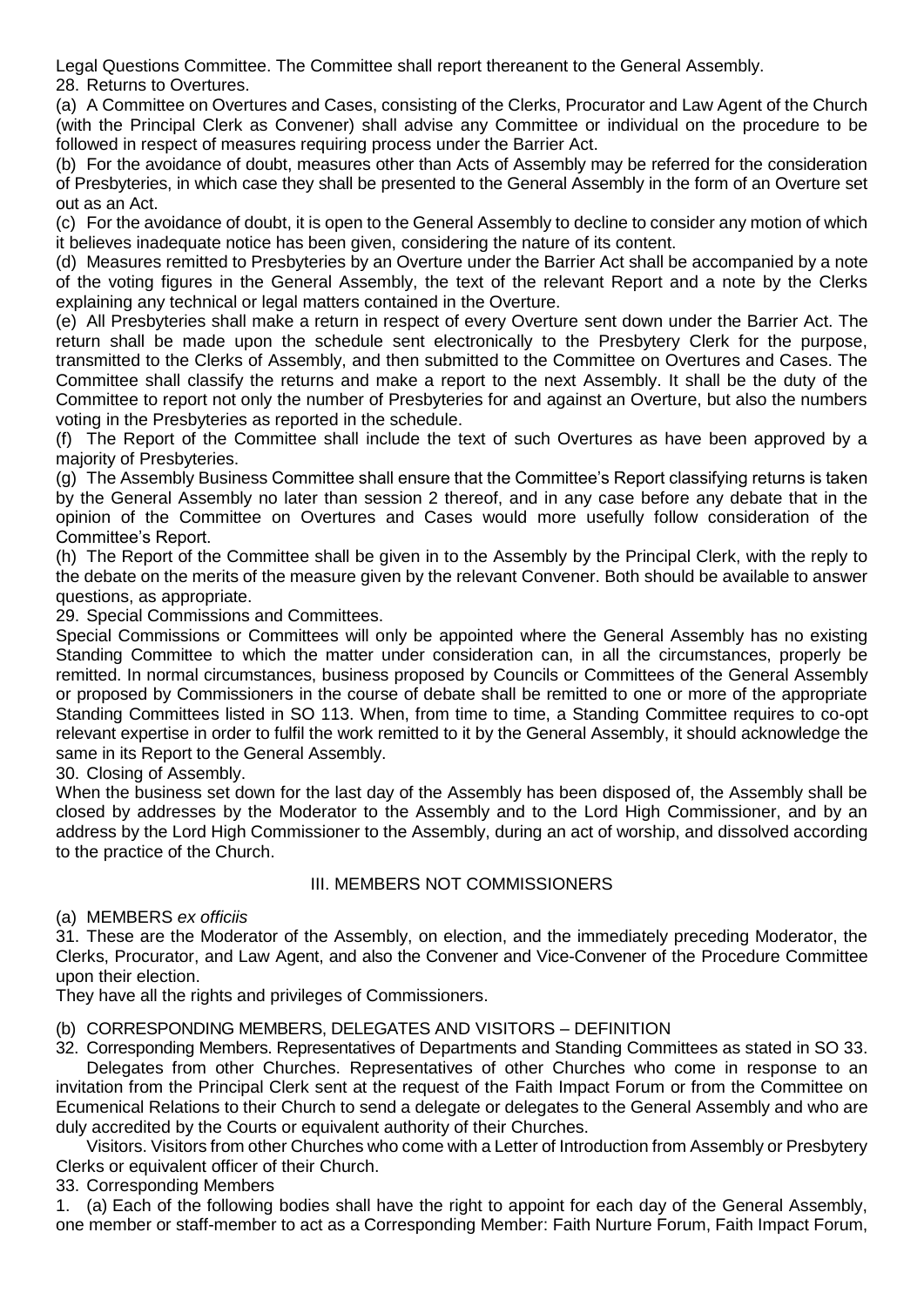Legal Questions Committee. The Committee shall report thereanent to the General Assembly.

28. Returns to Overtures.

(a) A Committee on Overtures and Cases, consisting of the Clerks, Procurator and Law Agent of the Church (with the Principal Clerk as Convener) shall advise any Committee or individual on the procedure to be followed in respect of measures requiring process under the Barrier Act.

(b) For the avoidance of doubt, measures other than Acts of Assembly may be referred for the consideration of Presbyteries, in which case they shall be presented to the General Assembly in the form of an Overture set out as an Act.

(c) For the avoidance of doubt, it is open to the General Assembly to decline to consider any motion of which it believes inadequate notice has been given, considering the nature of its content.

(d) Measures remitted to Presbyteries by an Overture under the Barrier Act shall be accompanied by a note of the voting figures in the General Assembly, the text of the relevant Report and a note by the Clerks explaining any technical or legal matters contained in the Overture.

(e) All Presbyteries shall make a return in respect of every Overture sent down under the Barrier Act. The return shall be made upon the schedule sent electronically to the Presbytery Clerk for the purpose, transmitted to the Clerks of Assembly, and then submitted to the Committee on Overtures and Cases. The Committee shall classify the returns and make a report to the next Assembly. It shall be the duty of the Committee to report not only the number of Presbyteries for and against an Overture, but also the numbers voting in the Presbyteries as reported in the schedule.

(f) The Report of the Committee shall include the text of such Overtures as have been approved by a majority of Presbyteries.

(g) The Assembly Business Committee shall ensure that the Committee's Report classifying returns is taken by the General Assembly no later than session 2 thereof, and in any case before any debate that in the opinion of the Committee on Overtures and Cases would more usefully follow consideration of the Committee's Report.

(h) The Report of the Committee shall be given in to the Assembly by the Principal Clerk, with the reply to the debate on the merits of the measure given by the relevant Convener. Both should be available to answer questions, as appropriate.

29. Special Commissions and Committees.

Special Commissions or Committees will only be appointed where the General Assembly has no existing Standing Committee to which the matter under consideration can, in all the circumstances, properly be remitted. In normal circumstances, business proposed by Councils or Committees of the General Assembly or proposed by Commissioners in the course of debate shall be remitted to one or more of the appropriate Standing Committees listed in SO 113. When, from time to time, a Standing Committee requires to co-opt relevant expertise in order to fulfil the work remitted to it by the General Assembly, it should acknowledge the same in its Report to the General Assembly.

30. Closing of Assembly.

When the business set down for the last day of the Assembly has been disposed of, the Assembly shall be closed by addresses by the Moderator to the Assembly and to the Lord High Commissioner, and by an address by the Lord High Commissioner to the Assembly, during an act of worship, and dissolved according to the practice of the Church.

## III. MEMBERS NOT COMMISSIONERS

(a) MEMBERS *ex officiis*

31. These are the Moderator of the Assembly, on election, and the immediately preceding Moderator, the Clerks, Procurator, and Law Agent, and also the Convener and Vice-Convener of the Procedure Committee upon their election.

They have all the rights and privileges of Commissioners.

(b) CORRESPONDING MEMBERS, DELEGATES AND VISITORS – DEFINITION

32. Corresponding Members. Representatives of Departments and Standing Committees as stated in SO 33.

Delegates from other Churches. Representatives of other Churches who come in response to an invitation from the Principal Clerk sent at the request of the Faith Impact Forum or from the Committee on Ecumenical Relations to their Church to send a delegate or delegates to the General Assembly and who are duly accredited by the Courts or equivalent authority of their Churches.

Visitors. Visitors from other Churches who come with a Letter of Introduction from Assembly or Presbytery Clerks or equivalent officer of their Church.

33. Corresponding Members

1. (a) Each of the following bodies shall have the right to appoint for each day of the General Assembly, one member or staff-member to act as a Corresponding Member: Faith Nurture Forum, Faith Impact Forum,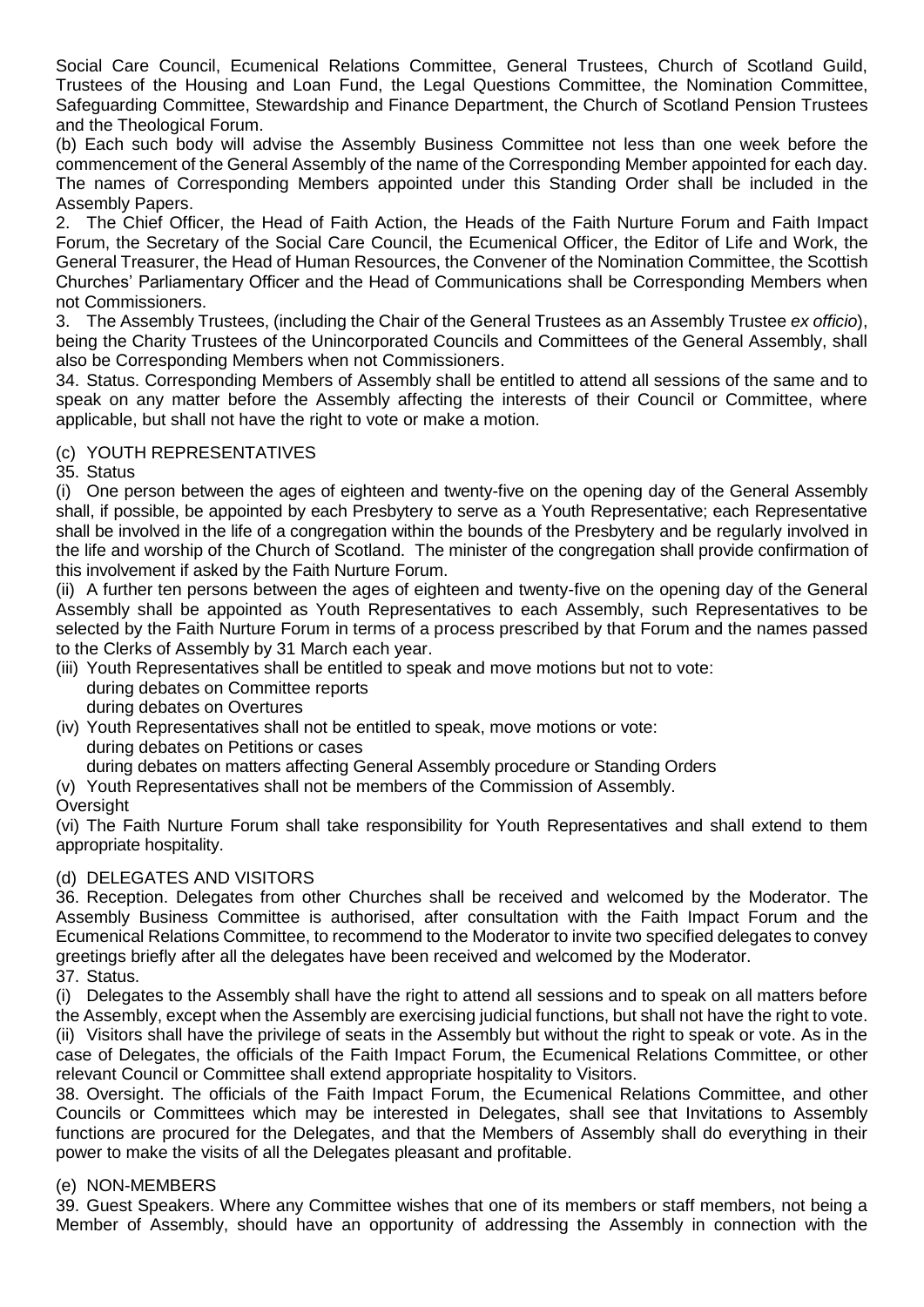Social Care Council, Ecumenical Relations Committee, General Trustees, Church of Scotland Guild, Trustees of the Housing and Loan Fund, the Legal Questions Committee, the Nomination Committee, Safeguarding Committee, Stewardship and Finance Department, the Church of Scotland Pension Trustees and the Theological Forum.

(b) Each such body will advise the Assembly Business Committee not less than one week before the commencement of the General Assembly of the name of the Corresponding Member appointed for each day. The names of Corresponding Members appointed under this Standing Order shall be included in the Assembly Papers.

2. The Chief Officer, the Head of Faith Action, the Heads of the Faith Nurture Forum and Faith Impact Forum, the Secretary of the Social Care Council, the Ecumenical Officer, the Editor of Life and Work, the General Treasurer, the Head of Human Resources, the Convener of the Nomination Committee, the Scottish Churches' Parliamentary Officer and the Head of Communications shall be Corresponding Members when not Commissioners.

3. The Assembly Trustees, (including the Chair of the General Trustees as an Assembly Trustee *ex officio*), being the Charity Trustees of the Unincorporated Councils and Committees of the General Assembly, shall also be Corresponding Members when not Commissioners.

34. Status. Corresponding Members of Assembly shall be entitled to attend all sessions of the same and to speak on any matter before the Assembly affecting the interests of their Council or Committee, where applicable, but shall not have the right to vote or make a motion.

(c) YOUTH REPRESENTATIVES

35. Status

(i) One person between the ages of eighteen and twenty-five on the opening day of the General Assembly shall, if possible, be appointed by each Presbytery to serve as a Youth Representative; each Representative shall be involved in the life of a congregation within the bounds of the Presbytery and be regularly involved in the life and worship of the Church of Scotland. The minister of the congregation shall provide confirmation of this involvement if asked by the Faith Nurture Forum.

(ii) A further ten persons between the ages of eighteen and twenty-five on the opening day of the General Assembly shall be appointed as Youth Representatives to each Assembly, such Representatives to be selected by the Faith Nurture Forum in terms of a process prescribed by that Forum and the names passed to the Clerks of Assembly by 31 March each year.

(iii) Youth Representatives shall be entitled to speak and move motions but not to vote:
 during debates on Committee reports
 during debates on Overtures

(iv) Youth Representatives shall not be entitled to speak, move motions or vote:
 during debates on Petitions or cases
 during debates on matters affecting General Assembly procedure or Standing Orders

(v) Youth Representatives shall not be members of the Commission of Assembly.

Oversight

(vi) The Faith Nurture Forum shall take responsibility for Youth Representatives and shall extend to them appropriate hospitality.

(d) DELEGATES AND VISITORS

36. Reception. Delegates from other Churches shall be received and welcomed by the Moderator. The Assembly Business Committee is authorised, after consultation with the Faith Impact Forum and the Ecumenical Relations Committee, to recommend to the Moderator to invite two specified delegates to convey greetings briefly after all the delegates have been received and welcomed by the Moderator.

37. Status.

(i) Delegates to the Assembly shall have the right to attend all sessions and to speak on all matters before the Assembly, except when the Assembly are exercising judicial functions, but shall not have the right to vote.

(ii) Visitors shall have the privilege of seats in the Assembly but without the right to speak or vote. As in the case of Delegates, the officials of the Faith Impact Forum, the Ecumenical Relations Committee, or other relevant Council or Committee shall extend appropriate hospitality to Visitors.

38. Oversight. The officials of the Faith Impact Forum, the Ecumenical Relations Committee, and other Councils or Committees which may be interested in Delegates, shall see that Invitations to Assembly functions are procured for the Delegates, and that the Members of Assembly shall do everything in their power to make the visits of all the Delegates pleasant and profitable.

(e) NON-MEMBERS

39. Guest Speakers. Where any Committee wishes that one of its members or staff members, not being a Member of Assembly, should have an opportunity of addressing the Assembly in connection with the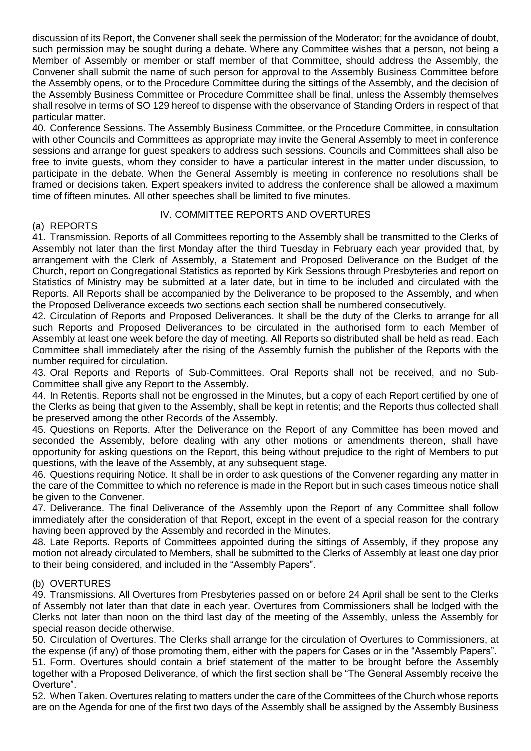discussion of its Report, the Convener shall seek the permission of the Moderator; for the avoidance of doubt, such permission may be sought during a debate. Where any Committee wishes that a person, not being a Member of Assembly or member or staff member of that Committee, should address the Assembly, the Convener shall submit the name of such person for approval to the Assembly Business Committee before the Assembly opens, or to the Procedure Committee during the sittings of the Assembly, and the decision of the Assembly Business Committee or Procedure Committee shall be final, unless the Assembly themselves shall resolve in terms of SO 129 hereof to dispense with the observance of Standing Orders in respect of that particular matter.

40. Conference Sessions. The Assembly Business Committee, or the Procedure Committee, in consultation with other Councils and Committees as appropriate may invite the General Assembly to meet in conference sessions and arrange for guest speakers to address such sessions. Councils and Committees shall also be free to invite guests, whom they consider to have a particular interest in the matter under discussion, to participate in the debate. When the General Assembly is meeting in conference no resolutions shall be framed or decisions taken. Expert speakers invited to address the conference shall be allowed a maximum time of fifteen minutes. All other speeches shall be limited to five minutes.

## IV. COMMITTEE REPORTS AND OVERTURES

### (a) REPORTS

41. Transmission. Reports of all Committees reporting to the Assembly shall be transmitted to the Clerks of Assembly not later than the first Monday after the third Tuesday in February each year provided that, by arrangement with the Clerk of Assembly, a Statement and Proposed Deliverance on the Budget of the Church, report on Congregational Statistics as reported by Kirk Sessions through Presbyteries and report on Statistics of Ministry may be submitted at a later date, but in time to be included and circulated with the Reports. All Reports shall be accompanied by the Deliverance to be proposed to the Assembly, and when the Proposed Deliverance exceeds two sections each section shall be numbered consecutively.

42. Circulation of Reports and Proposed Deliverances. It shall be the duty of the Clerks to arrange for all such Reports and Proposed Deliverances to be circulated in the authorised form to each Member of Assembly at least one week before the day of meeting. All Reports so distributed shall be held as read. Each Committee shall immediately after the rising of the Assembly furnish the publisher of the Reports with the number required for circulation.

43. Oral Reports and Reports of Sub-Committees. Oral Reports shall not be received, and no Sub-Committee shall give any Report to the Assembly.

44. In Retentis. Reports shall not be engrossed in the Minutes, but a copy of each Report certified by one of the Clerks as being that given to the Assembly, shall be kept in retentis; and the Reports thus collected shall be preserved among the other Records of the Assembly.

45. Questions on Reports. After the Deliverance on the Report of any Committee has been moved and seconded the Assembly, before dealing with any other motions or amendments thereon, shall have opportunity for asking questions on the Report, this being without prejudice to the right of Members to put questions, with the leave of the Assembly, at any subsequent stage.

46. Questions requiring Notice. It shall be in order to ask questions of the Convener regarding any matter in the care of the Committee to which no reference is made in the Report but in such cases timeous notice shall be given to the Convener.

47. Deliverance. The final Deliverance of the Assembly upon the Report of any Committee shall follow immediately after the consideration of that Report, except in the event of a special reason for the contrary having been approved by the Assembly and recorded in the Minutes.

48. Late Reports. Reports of Committees appointed during the sittings of Assembly, if they propose any motion not already circulated to Members, shall be submitted to the Clerks of Assembly at least one day prior to their being considered, and included in the "Assembly Papers".

### (b) OVERTURES

49. Transmissions. All Overtures from Presbyteries passed on or before 24 April shall be sent to the Clerks of Assembly not later than that date in each year. Overtures from Commissioners shall be lodged with the Clerks not later than noon on the third last day of the meeting of the Assembly, unless the Assembly for special reason decide otherwise.

50. Circulation of Overtures. The Clerks shall arrange for the circulation of Overtures to Commissioners, at the expense (if any) of those promoting them, either with the papers for Cases or in the "Assembly Papers".

51. Form. Overtures should contain a brief statement of the matter to be brought before the Assembly together with a Proposed Deliverance, of which the first section shall be "The General Assembly receive the Overture".

52. When Taken. Overtures relating to matters under the care of the Committees of the Church whose reports are on the Agenda for one of the first two days of the Assembly shall be assigned by the Assembly Business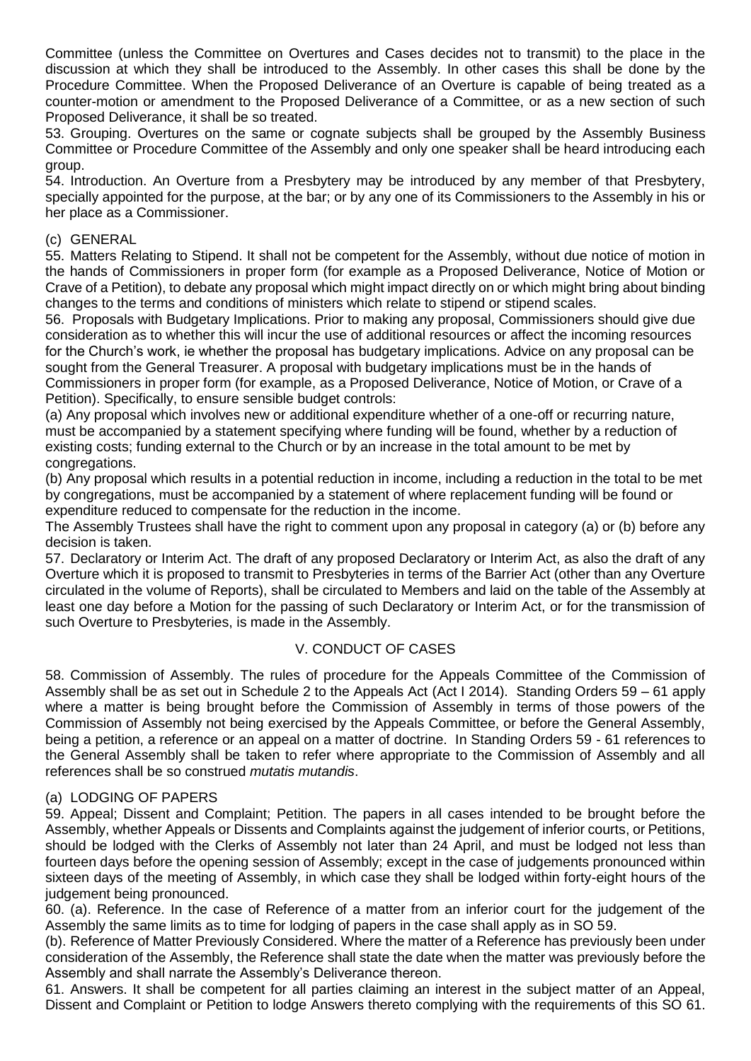Committee (unless the Committee on Overtures and Cases decides not to transmit) to the place in the discussion at which they shall be introduced to the Assembly. In other cases this shall be done by the Procedure Committee. When the Proposed Deliverance of an Overture is capable of being treated as a counter-motion or amendment to the Proposed Deliverance of a Committee, or as a new section of such Proposed Deliverance, it shall be so treated.

53. Grouping. Overtures on the same or cognate subjects shall be grouped by the Assembly Business Committee or Procedure Committee of the Assembly and only one speaker shall be heard introducing each group.

54. Introduction. An Overture from a Presbytery may be introduced by any member of that Presbytery, specially appointed for the purpose, at the bar; or by any one of its Commissioners to the Assembly in his or her place as a Commissioner.

### (c) GENERAL

55. Matters Relating to Stipend. It shall not be competent for the Assembly, without due notice of motion in the hands of Commissioners in proper form (for example as a Proposed Deliverance, Notice of Motion or Crave of a Petition), to debate any proposal which might impact directly on or which might bring about binding changes to the terms and conditions of ministers which relate to stipend or stipend scales.

56. Proposals with Budgetary Implications. Prior to making any proposal, Commissioners should give due consideration as to whether this will incur the use of additional resources or affect the incoming resources for the Church's work, ie whether the proposal has budgetary implications. Advice on any proposal can be sought from the General Treasurer. A proposal with budgetary implications must be in the hands of Commissioners in proper form (for example, as a Proposed Deliverance, Notice of Motion, or Crave of a Petition). Specifically, to ensure sensible budget controls:

(a) Any proposal which involves new or additional expenditure whether of a one-off or recurring nature, must be accompanied by a statement specifying where funding will be found, whether by a reduction of existing costs; funding external to the Church or by an increase in the total amount to be met by congregations.

(b) Any proposal which results in a potential reduction in income, including a reduction in the total to be met by congregations, must be accompanied by a statement of where replacement funding will be found or expenditure reduced to compensate for the reduction in the income.

The Assembly Trustees shall have the right to comment upon any proposal in category (a) or (b) before any decision is taken.

57. Declaratory or Interim Act. The draft of any proposed Declaratory or Interim Act, as also the draft of any Overture which it is proposed to transmit to Presbyteries in terms of the Barrier Act (other than any Overture circulated in the volume of Reports), shall be circulated to Members and laid on the table of the Assembly at least one day before a Motion for the passing of such Declaratory or Interim Act, or for the transmission of such Overture to Presbyteries, is made in the Assembly.

## V. CONDUCT OF CASES

58. Commission of Assembly. The rules of procedure for the Appeals Committee of the Commission of Assembly shall be as set out in Schedule 2 to the Appeals Act (Act I 2014). Standing Orders 59 – 61 apply where a matter is being brought before the Commission of Assembly in terms of those powers of the Commission of Assembly not being exercised by the Appeals Committee, or before the General Assembly, being a petition, a reference or an appeal on a matter of doctrine. In Standing Orders 59 - 61 references to the General Assembly shall be taken to refer where appropriate to the Commission of Assembly and all references shall be so construed *mutatis mutandis*.

### (a) LODGING OF PAPERS

59. Appeal; Dissent and Complaint; Petition. The papers in all cases intended to be brought before the Assembly, whether Appeals or Dissents and Complaints against the judgement of inferior courts, or Petitions, should be lodged with the Clerks of Assembly not later than 24 April, and must be lodged not less than fourteen days before the opening session of Assembly; except in the case of judgements pronounced within sixteen days of the meeting of Assembly, in which case they shall be lodged within forty-eight hours of the judgement being pronounced.

60. (a). Reference. In the case of Reference of a matter from an inferior court for the judgement of the Assembly the same limits as to time for lodging of papers in the case shall apply as in SO 59.

(b). Reference of Matter Previously Considered. Where the matter of a Reference has previously been under consideration of the Assembly, the Reference shall state the date when the matter was previously before the Assembly and shall narrate the Assembly's Deliverance thereon.

61. Answers. It shall be competent for all parties claiming an interest in the subject matter of an Appeal, Dissent and Complaint or Petition to lodge Answers thereto complying with the requirements of this SO 61.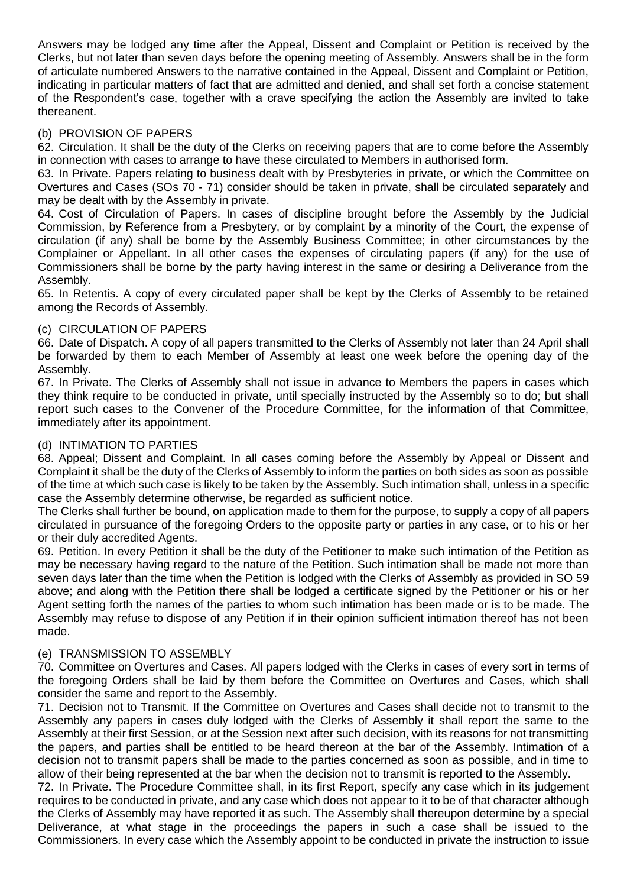Answers may be lodged any time after the Appeal, Dissent and Complaint or Petition is received by the Clerks, but not later than seven days before the opening meeting of Assembly. Answers shall be in the form of articulate numbered Answers to the narrative contained in the Appeal, Dissent and Complaint or Petition, indicating in particular matters of fact that are admitted and denied, and shall set forth a concise statement of the Respondent's case, together with a crave specifying the action the Assembly are invited to take thereanent.

### (b) PROVISION OF PAPERS

62. Circulation. It shall be the duty of the Clerks on receiving papers that are to come before the Assembly in connection with cases to arrange to have these circulated to Members in authorised form.

63. In Private. Papers relating to business dealt with by Presbyteries in private, or which the Committee on Overtures and Cases (SOs 70 - 71) consider should be taken in private, shall be circulated separately and may be dealt with by the Assembly in private.

64. Cost of Circulation of Papers. In cases of discipline brought before the Assembly by the Judicial Commission, by Reference from a Presbytery, or by complaint by a minority of the Court, the expense of circulation (if any) shall be borne by the Assembly Business Committee; in other circumstances by the Complainer or Appellant. In all other cases the expenses of circulating papers (if any) for the use of Commissioners shall be borne by the party having interest in the same or desiring a Deliverance from the Assembly.

65. In Retentis. A copy of every circulated paper shall be kept by the Clerks of Assembly to be retained among the Records of Assembly.

### (c) CIRCULATION OF PAPERS

66. Date of Dispatch. A copy of all papers transmitted to the Clerks of Assembly not later than 24 April shall be forwarded by them to each Member of Assembly at least one week before the opening day of the Assembly.

67. In Private. The Clerks of Assembly shall not issue in advance to Members the papers in cases which they think require to be conducted in private, until specially instructed by the Assembly so to do; but shall report such cases to the Convener of the Procedure Committee, for the information of that Committee, immediately after its appointment.

### (d) INTIMATION TO PARTIES

68. Appeal; Dissent and Complaint. In all cases coming before the Assembly by Appeal or Dissent and Complaint it shall be the duty of the Clerks of Assembly to inform the parties on both sides as soon as possible of the time at which such case is likely to be taken by the Assembly. Such intimation shall, unless in a specific case the Assembly determine otherwise, be regarded as sufficient notice.

The Clerks shall further be bound, on application made to them for the purpose, to supply a copy of all papers circulated in pursuance of the foregoing Orders to the opposite party or parties in any case, or to his or her or their duly accredited Agents.

69. Petition. In every Petition it shall be the duty of the Petitioner to make such intimation of the Petition as may be necessary having regard to the nature of the Petition. Such intimation shall be made not more than seven days later than the time when the Petition is lodged with the Clerks of Assembly as provided in SO 59 above; and along with the Petition there shall be lodged a certificate signed by the Petitioner or his or her Agent setting forth the names of the parties to whom such intimation has been made or is to be made. The Assembly may refuse to dispose of any Petition if in their opinion sufficient intimation thereof has not been made.

### (e) TRANSMISSION TO ASSEMBLY

70. Committee on Overtures and Cases. All papers lodged with the Clerks in cases of every sort in terms of the foregoing Orders shall be laid by them before the Committee on Overtures and Cases, which shall consider the same and report to the Assembly.

71. Decision not to Transmit. If the Committee on Overtures and Cases shall decide not to transmit to the Assembly any papers in cases duly lodged with the Clerks of Assembly it shall report the same to the Assembly at their first Session, or at the Session next after such decision, with its reasons for not transmitting the papers, and parties shall be entitled to be heard thereon at the bar of the Assembly. Intimation of a decision not to transmit papers shall be made to the parties concerned as soon as possible, and in time to allow of their being represented at the bar when the decision not to transmit is reported to the Assembly.

72. In Private. The Procedure Committee shall, in its first Report, specify any case which in its judgement requires to be conducted in private, and any case which does not appear to it to be of that character although the Clerks of Assembly may have reported it as such. The Assembly shall thereupon determine by a special Deliverance, at what stage in the proceedings the papers in such a case shall be issued to the Commissioners. In every case which the Assembly appoint to be conducted in private the instruction to issue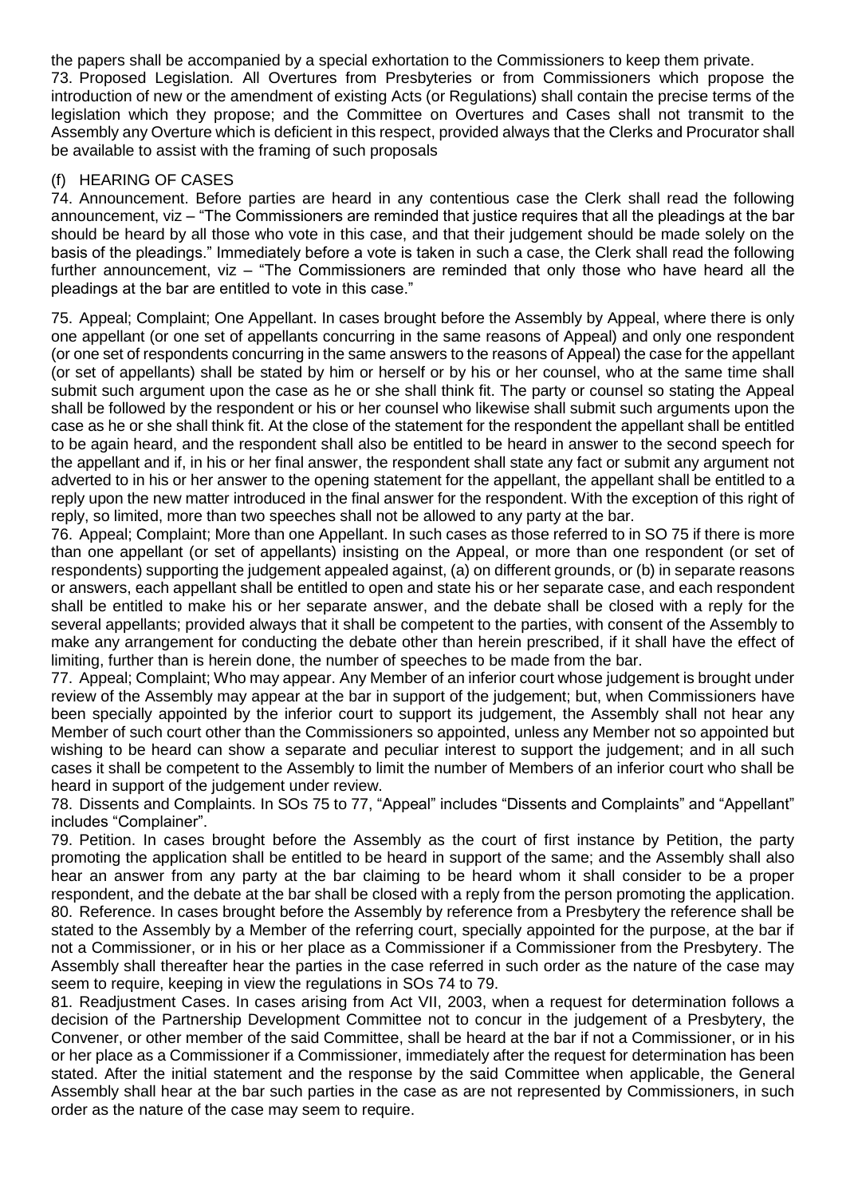the papers shall be accompanied by a special exhortation to the Commissioners to keep them private.

73. Proposed Legislation. All Overtures from Presbyteries or from Commissioners which propose the introduction of new or the amendment of existing Acts (or Regulations) shall contain the precise terms of the legislation which they propose; and the Committee on Overtures and Cases shall not transmit to the Assembly any Overture which is deficient in this respect, provided always that the Clerks and Procurator shall be available to assist with the framing of such proposals

### (f) HEARING OF CASES

74. Announcement. Before parties are heard in any contentious case the Clerk shall read the following announcement, viz – "The Commissioners are reminded that justice requires that all the pleadings at the bar should be heard by all those who vote in this case, and that their judgement should be made solely on the basis of the pleadings." Immediately before a vote is taken in such a case, the Clerk shall read the following further announcement, viz – "The Commissioners are reminded that only those who have heard all the pleadings at the bar are entitled to vote in this case."

75. Appeal; Complaint; One Appellant. In cases brought before the Assembly by Appeal, where there is only one appellant (or one set of appellants concurring in the same reasons of Appeal) and only one respondent (or one set of respondents concurring in the same answers to the reasons of Appeal) the case for the appellant (or set of appellants) shall be stated by him or herself or by his or her counsel, who at the same time shall submit such argument upon the case as he or she shall think fit. The party or counsel so stating the Appeal shall be followed by the respondent or his or her counsel who likewise shall submit such arguments upon the case as he or she shall think fit. At the close of the statement for the respondent the appellant shall be entitled to be again heard, and the respondent shall also be entitled to be heard in answer to the second speech for the appellant and if, in his or her final answer, the respondent shall state any fact or submit any argument not adverted to in his or her answer to the opening statement for the appellant, the appellant shall be entitled to a reply upon the new matter introduced in the final answer for the respondent. With the exception of this right of reply, so limited, more than two speeches shall not be allowed to any party at the bar.

76. Appeal; Complaint; More than one Appellant. In such cases as those referred to in SO 75 if there is more than one appellant (or set of appellants) insisting on the Appeal, or more than one respondent (or set of respondents) supporting the judgement appealed against, (a) on different grounds, or (b) in separate reasons or answers, each appellant shall be entitled to open and state his or her separate case, and each respondent shall be entitled to make his or her separate answer, and the debate shall be closed with a reply for the several appellants; provided always that it shall be competent to the parties, with consent of the Assembly to make any arrangement for conducting the debate other than herein prescribed, if it shall have the effect of limiting, further than is herein done, the number of speeches to be made from the bar.

77. Appeal; Complaint; Who may appear. Any Member of an inferior court whose judgement is brought under review of the Assembly may appear at the bar in support of the judgement; but, when Commissioners have been specially appointed by the inferior court to support its judgement, the Assembly shall not hear any Member of such court other than the Commissioners so appointed, unless any Member not so appointed but wishing to be heard can show a separate and peculiar interest to support the judgement; and in all such cases it shall be competent to the Assembly to limit the number of Members of an inferior court who shall be heard in support of the judgement under review.

78. Dissents and Complaints. In SOs 75 to 77, "Appeal" includes "Dissents and Complaints" and "Appellant" includes "Complainer".

79. Petition. In cases brought before the Assembly as the court of first instance by Petition, the party promoting the application shall be entitled to be heard in support of the same; and the Assembly shall also hear an answer from any party at the bar claiming to be heard whom it shall consider to be a proper respondent, and the debate at the bar shall be closed with a reply from the person promoting the application.

80. Reference. In cases brought before the Assembly by reference from a Presbytery the reference shall be stated to the Assembly by a Member of the referring court, specially appointed for the purpose, at the bar if not a Commissioner, or in his or her place as a Commissioner if a Commissioner from the Presbytery. The Assembly shall thereafter hear the parties in the case referred in such order as the nature of the case may seem to require, keeping in view the regulations in SOs 74 to 79.

81. Readjustment Cases. In cases arising from Act VII, 2003, when a request for determination follows a decision of the Partnership Development Committee not to concur in the judgement of a Presbytery, the Convener, or other member of the said Committee, shall be heard at the bar if not a Commissioner, or in his or her place as a Commissioner if a Commissioner, immediately after the request for determination has been stated. After the initial statement and the response by the said Committee when applicable, the General Assembly shall hear at the bar such parties in the case as are not represented by Commissioners, in such order as the nature of the case may seem to require.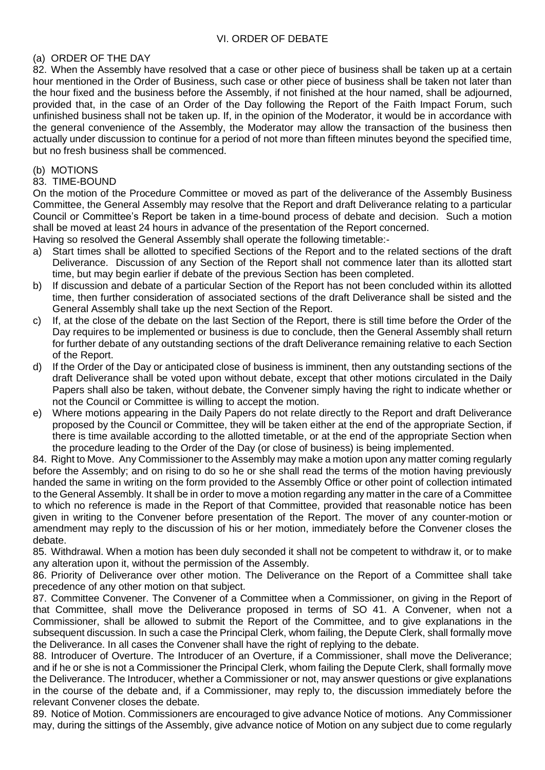## VI. ORDER OF DEBATE

### (a) ORDER OF THE DAY

82. When the Assembly have resolved that a case or other piece of business shall be taken up at a certain hour mentioned in the Order of Business, such case or other piece of business shall be taken not later than the hour fixed and the business before the Assembly, if not finished at the hour named, shall be adjourned, provided that, in the case of an Order of the Day following the Report of the Faith Impact Forum, such unfinished business shall not be taken up. If, in the opinion of the Moderator, it would be in accordance with the general convenience of the Assembly, the Moderator may allow the transaction of the business then actually under discussion to continue for a period of not more than fifteen minutes beyond the specified time, but no fresh business shall be commenced.

### (b) MOTIONS

83. TIME-BOUND

On the motion of the Procedure Committee or moved as part of the deliverance of the Assembly Business Committee, the General Assembly may resolve that the Report and draft Deliverance relating to a particular Council or Committee's Report be taken in a time-bound process of debate and decision. Such a motion shall be moved at least 24 hours in advance of the presentation of the Report concerned.

Having so resolved the General Assembly shall operate the following timetable:-

a) Start times shall be allotted to specified Sections of the Report and to the related sections of the draft Deliverance. Discussion of any Section of the Report shall not commence later than its allotted start time, but may begin earlier if debate of the previous Section has been completed.

b) If discussion and debate of a particular Section of the Report has not been concluded within its allotted time, then further consideration of associated sections of the draft Deliverance shall be sisted and the General Assembly shall take up the next Section of the Report.

c) If, at the close of the debate on the last Section of the Report, there is still time before the Order of the Day requires to be implemented or business is due to conclude, then the General Assembly shall return for further debate of any outstanding sections of the draft Deliverance remaining relative to each Section of the Report.

d) If the Order of the Day or anticipated close of business is imminent, then any outstanding sections of the draft Deliverance shall be voted upon without debate, except that other motions circulated in the Daily Papers shall also be taken, without debate, the Convener simply having the right to indicate whether or not the Council or Committee is willing to accept the motion.

e) Where motions appearing in the Daily Papers do not relate directly to the Report and draft Deliverance proposed by the Council or Committee, they will be taken either at the end of the appropriate Section, if there is time available according to the allotted timetable, or at the end of the appropriate Section when the procedure leading to the Order of the Day (or close of business) is being implemented.

84. Right to Move. Any Commissioner to the Assembly may make a motion upon any matter coming regularly before the Assembly; and on rising to do so he or she shall read the terms of the motion having previously handed the same in writing on the form provided to the Assembly Office or other point of collection intimated to the General Assembly. It shall be in order to move a motion regarding any matter in the care of a Committee to which no reference is made in the Report of that Committee, provided that reasonable notice has been given in writing to the Convener before presentation of the Report. The mover of any counter-motion or amendment may reply to the discussion of his or her motion, immediately before the Convener closes the debate.

85. Withdrawal. When a motion has been duly seconded it shall not be competent to withdraw it, or to make any alteration upon it, without the permission of the Assembly.

86. Priority of Deliverance over other motion. The Deliverance on the Report of a Committee shall take precedence of any other motion on that subject.

87. Committee Convener. The Convener of a Committee when a Commissioner, on giving in the Report of that Committee, shall move the Deliverance proposed in terms of SO 41. A Convener, when not a Commissioner, shall be allowed to submit the Report of the Committee, and to give explanations in the subsequent discussion. In such a case the Principal Clerk, whom failing, the Depute Clerk, shall formally move the Deliverance. In all cases the Convener shall have the right of replying to the debate.

88. Introducer of Overture. The Introducer of an Overture, if a Commissioner, shall move the Deliverance; and if he or she is not a Commissioner the Principal Clerk, whom failing the Depute Clerk, shall formally move the Deliverance. The Introducer, whether a Commissioner or not, may answer questions or give explanations in the course of the debate and, if a Commissioner, may reply to, the discussion immediately before the relevant Convener closes the debate.

89. Notice of Motion. Commissioners are encouraged to give advance Notice of motions. Any Commissioner may, during the sittings of the Assembly, give advance notice of Motion on any subject due to come regularly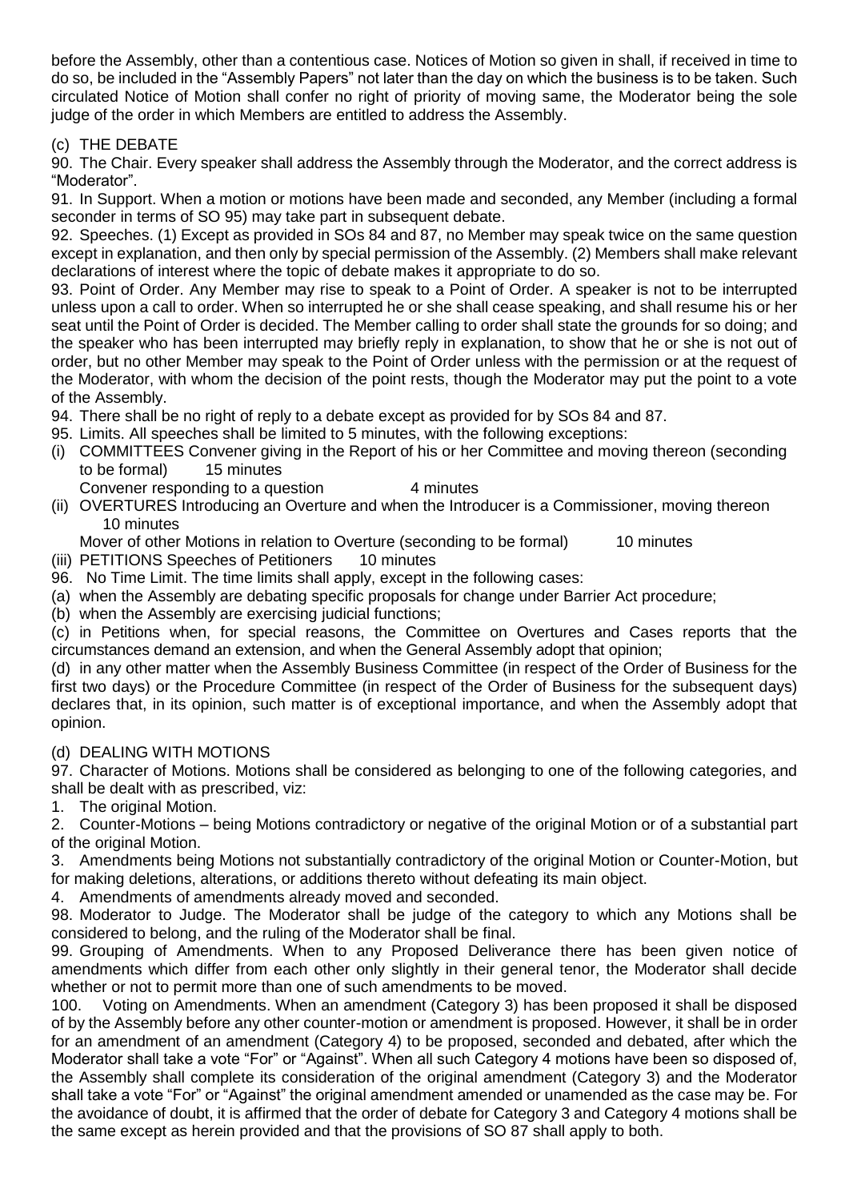before the Assembly, other than a contentious case. Notices of Motion so given in shall, if received in time to do so, be included in the "Assembly Papers" not later than the day on which the business is to be taken. Such circulated Notice of Motion shall confer no right of priority of moving same, the Moderator being the sole judge of the order in which Members are entitled to address the Assembly.

### (c) THE DEBATE

90. The Chair. Every speaker shall address the Assembly through the Moderator, and the correct address is "Moderator".

91. In Support. When a motion or motions have been made and seconded, any Member (including a formal seconder in terms of SO 95) may take part in subsequent debate.

92. Speeches. (1) Except as provided in SOs 84 and 87, no Member may speak twice on the same question except in explanation, and then only by special permission of the Assembly. (2) Members shall make relevant declarations of interest where the topic of debate makes it appropriate to do so.

93. Point of Order. Any Member may rise to speak to a Point of Order. A speaker is not to be interrupted unless upon a call to order. When so interrupted he or she shall cease speaking, and shall resume his or her seat until the Point of Order is decided. The Member calling to order shall state the grounds for so doing; and the speaker who has been interrupted may briefly reply in explanation, to show that he or she is not out of order, but no other Member may speak to the Point of Order unless with the permission or at the request of the Moderator, with whom the decision of the point rests, though the Moderator may put the point to a vote of the Assembly.

94. There shall be no right of reply to a debate except as provided for by SOs 84 and 87.

95. Limits. All speeches shall be limited to 5 minutes, with the following exceptions:

(i) COMMITTEES Convener giving in the Report of his or her Committee and moving thereon (seconding to be formal) 15 minutes
    Convener responding to a question 4 minutes

(ii) OVERTURES Introducing an Overture and when the Introducer is a Commissioner, moving thereon 10 minutes
    Mover of other Motions in relation to Overture (seconding to be formal) 10 minutes

(iii) PETITIONS Speeches of Petitioners 10 minutes

96. No Time Limit. The time limits shall apply, except in the following cases:

(a) when the Assembly are debating specific proposals for change under Barrier Act procedure;

(b) when the Assembly are exercising judicial functions;

(c) in Petitions when, for special reasons, the Committee on Overtures and Cases reports that the circumstances demand an extension, and when the General Assembly adopt that opinion;

(d) in any other matter when the Assembly Business Committee (in respect of the Order of Business for the first two days) or the Procedure Committee (in respect of the Order of Business for the subsequent days) declares that, in its opinion, such matter is of exceptional importance, and when the Assembly adopt that opinion.

### (d) DEALING WITH MOTIONS

97. Character of Motions. Motions shall be considered as belonging to one of the following categories, and shall be dealt with as prescribed, viz:

1. The original Motion.
2. Counter-Motions – being Motions contradictory or negative of the original Motion or of a substantial part of the original Motion.
3. Amendments being Motions not substantially contradictory of the original Motion or Counter-Motion, but for making deletions, alterations, or additions thereto without defeating its main object.
4. Amendments of amendments already moved and seconded.

98. Moderator to Judge. The Moderator shall be judge of the category to which any Motions shall be considered to belong, and the ruling of the Moderator shall be final.

99. Grouping of Amendments. When to any Proposed Deliverance there has been given notice of amendments which differ from each other only slightly in their general tenor, the Moderator shall decide whether or not to permit more than one of such amendments to be moved.

100. Voting on Amendments. When an amendment (Category 3) has been proposed it shall be disposed of by the Assembly before any other counter-motion or amendment is proposed. However, it shall be in order for an amendment of an amendment (Category 4) to be proposed, seconded and debated, after which the Moderator shall take a vote "For" or "Against". When all such Category 4 motions have been so disposed of, the Assembly shall complete its consideration of the original amendment (Category 3) and the Moderator shall take a vote "For" or "Against" the original amendment amended or unamended as the case may be. For the avoidance of doubt, it is affirmed that the order of debate for Category 3 and Category 4 motions shall be the same except as herein provided and that the provisions of SO 87 shall apply to both.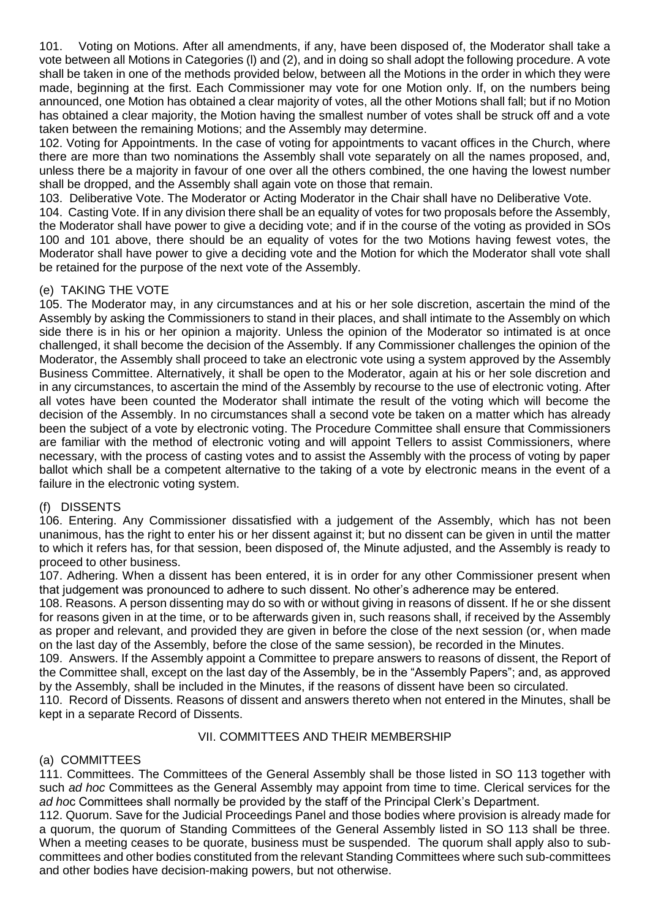101. Voting on Motions. After all amendments, if any, have been disposed of, the Moderator shall take a vote between all Motions in Categories (l) and (2), and in doing so shall adopt the following procedure. A vote shall be taken in one of the methods provided below, between all the Motions in the order in which they were made, beginning at the first. Each Commissioner may vote for one Motion only. If, on the numbers being announced, one Motion has obtained a clear majority of votes, all the other Motions shall fall; but if no Motion has obtained a clear majority, the Motion having the smallest number of votes shall be struck off and a vote taken between the remaining Motions; and the Assembly may determine.

102. Voting for Appointments. In the case of voting for appointments to vacant offices in the Church, where there are more than two nominations the Assembly shall vote separately on all the names proposed, and, unless there be a majority in favour of one over all the others combined, the one having the lowest number shall be dropped, and the Assembly shall again vote on those that remain.

103. Deliberative Vote. The Moderator or Acting Moderator in the Chair shall have no Deliberative Vote.

104. Casting Vote. If in any division there shall be an equality of votes for two proposals before the Assembly, the Moderator shall have power to give a deciding vote; and if in the course of the voting as provided in SOs 100 and 101 above, there should be an equality of votes for the two Motions having fewest votes, the Moderator shall have power to give a deciding vote and the Motion for which the Moderator shall vote shall be retained for the purpose of the next vote of the Assembly.

### (e) TAKING THE VOTE

105. The Moderator may, in any circumstances and at his or her sole discretion, ascertain the mind of the Assembly by asking the Commissioners to stand in their places, and shall intimate to the Assembly on which side there is in his or her opinion a majority. Unless the opinion of the Moderator so intimated is at once challenged, it shall become the decision of the Assembly. If any Commissioner challenges the opinion of the Moderator, the Assembly shall proceed to take an electronic vote using a system approved by the Assembly Business Committee. Alternatively, it shall be open to the Moderator, again at his or her sole discretion and in any circumstances, to ascertain the mind of the Assembly by recourse to the use of electronic voting. After all votes have been counted the Moderator shall intimate the result of the voting which will become the decision of the Assembly. In no circumstances shall a second vote be taken on a matter which has already been the subject of a vote by electronic voting. The Procedure Committee shall ensure that Commissioners are familiar with the method of electronic voting and will appoint Tellers to assist Commissioners, where necessary, with the process of casting votes and to assist the Assembly with the process of voting by paper ballot which shall be a competent alternative to the taking of a vote by electronic means in the event of a failure in the electronic voting system.

### (f) DISSENTS

106. Entering. Any Commissioner dissatisfied with a judgement of the Assembly, which has not been unanimous, has the right to enter his or her dissent against it; but no dissent can be given in until the matter to which it refers has, for that session, been disposed of, the Minute adjusted, and the Assembly is ready to proceed to other business.

107. Adhering. When a dissent has been entered, it is in order for any other Commissioner present when that judgement was pronounced to adhere to such dissent. No other's adherence may be entered.

108. Reasons. A person dissenting may do so with or without giving in reasons of dissent. If he or she dissent for reasons given in at the time, or to be afterwards given in, such reasons shall, if received by the Assembly as proper and relevant, and provided they are given in before the close of the next session (or, when made on the last day of the Assembly, before the close of the same session), be recorded in the Minutes.

109. Answers. If the Assembly appoint a Committee to prepare answers to reasons of dissent, the Report of the Committee shall, except on the last day of the Assembly, be in the "Assembly Papers"; and, as approved by the Assembly, shall be included in the Minutes, if the reasons of dissent have been so circulated.

110. Record of Dissents. Reasons of dissent and answers thereto when not entered in the Minutes, shall be kept in a separate Record of Dissents.

## VII. COMMITTEES AND THEIR MEMBERSHIP

### (a) COMMITTEES

111. Committees. The Committees of the General Assembly shall be those listed in SO 113 together with such *ad hoc* Committees as the General Assembly may appoint from time to time. Clerical services for the *ad hoc* Committees shall normally be provided by the staff of the Principal Clerk's Department.

112. Quorum. Save for the Judicial Proceedings Panel and those bodies where provision is already made for a quorum, the quorum of Standing Committees of the General Assembly listed in SO 113 shall be three. When a meeting ceases to be quorate, business must be suspended. The quorum shall apply also to sub-committees and other bodies constituted from the relevant Standing Committees where such sub-committees and other bodies have decision-making powers, but not otherwise.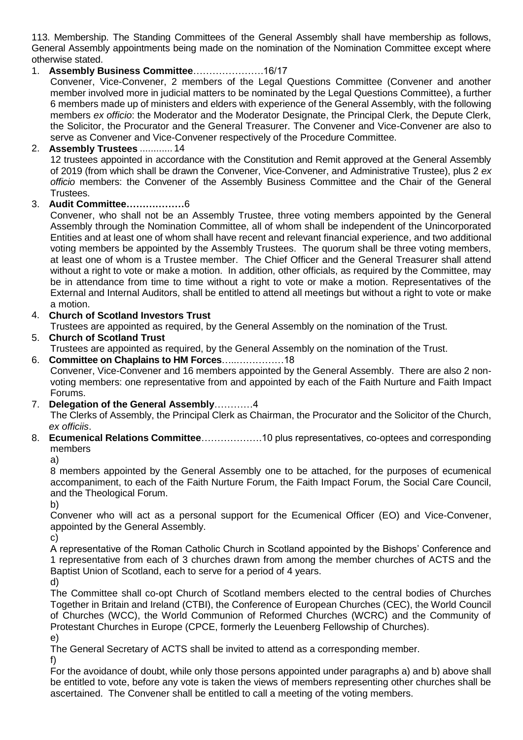113. Membership. The Standing Committees of the General Assembly shall have membership as follows, General Assembly appointments being made on the nomination of the Nomination Committee except where otherwise stated.

1. **Assembly Business Committee**…………………16/17

   Convener, Vice-Convener, 2 members of the Legal Questions Committee (Convener and another member involved more in judicial matters to be nominated by the Legal Questions Committee), a further 6 members made up of ministers and elders with experience of the General Assembly, with the following members *ex officio*: the Moderator and the Moderator Designate, the Principal Clerk, the Depute Clerk, the Solicitor, the Procurator and the General Treasurer. The Convener and Vice-Convener are also to serve as Convener and Vice-Convener respectively of the Procedure Committee.

2. **Assembly Trustees** ............ 14

   12 trustees appointed in accordance with the Constitution and Remit approved at the General Assembly of 2019 (from which shall be drawn the Convener, Vice-Convener, and Administrative Trustee), plus 2 *ex officio* members: the Convener of the Assembly Business Committee and the Chair of the General Trustees.

3. **Audit Committee………………**6

   Convener, who shall not be an Assembly Trustee, three voting members appointed by the General Assembly through the Nomination Committee, all of whom shall be independent of the Unincorporated Entities and at least one of whom shall have recent and relevant financial experience, and two additional voting members be appointed by the Assembly Trustees. The quorum shall be three voting members, at least one of whom is a Trustee member. The Chief Officer and the General Treasurer shall attend without a right to vote or make a motion. In addition, other officials, as required by the Committee, may be in attendance from time to time without a right to vote or make a motion. Representatives of the External and Internal Auditors, shall be entitled to attend all meetings but without a right to vote or make a motion.

4. **Church of Scotland Investors Trust**

   Trustees are appointed as required, by the General Assembly on the nomination of the Trust.

5. **Church of Scotland Trust**

   Trustees are appointed as required, by the General Assembly on the nomination of the Trust.

6. **Committee on Chaplains to HM Forces**…..……………18

   Convener, Vice-Convener and 16 members appointed by the General Assembly. There are also 2 non-voting members: one representative from and appointed by each of the Faith Nurture and Faith Impact Forums.

7. **Delegation of the General Assembly**…………4

   The Clerks of Assembly, the Principal Clerk as Chairman, the Procurator and the Solicitor of the Church, *ex officiis*.

8. **Ecumenical Relations Committee**………………10 plus representatives, co-optees and corresponding members

   a)

   8 members appointed by the General Assembly one to be attached, for the purposes of ecumenical accompaniment, to each of the Faith Nurture Forum, the Faith Impact Forum, the Social Care Council, and the Theological Forum.

   b)

   Convener who will act as a personal support for the Ecumenical Officer (EO) and Vice-Convener, appointed by the General Assembly.

   c)

   A representative of the Roman Catholic Church in Scotland appointed by the Bishops' Conference and 1 representative from each of 3 churches drawn from among the member churches of ACTS and the Baptist Union of Scotland, each to serve for a period of 4 years.

   d)

   The Committee shall co-opt Church of Scotland members elected to the central bodies of Churches Together in Britain and Ireland (CTBI), the Conference of European Churches (CEC), the World Council of Churches (WCC), the World Communion of Reformed Churches (WCRC) and the Community of Protestant Churches in Europe (CPCE, formerly the Leuenberg Fellowship of Churches).

   e)

   The General Secretary of ACTS shall be invited to attend as a corresponding member.

   f)

   For the avoidance of doubt, while only those persons appointed under paragraphs a) and b) above shall be entitled to vote, before any vote is taken the views of members representing other churches shall be ascertained. The Convener shall be entitled to call a meeting of the voting members.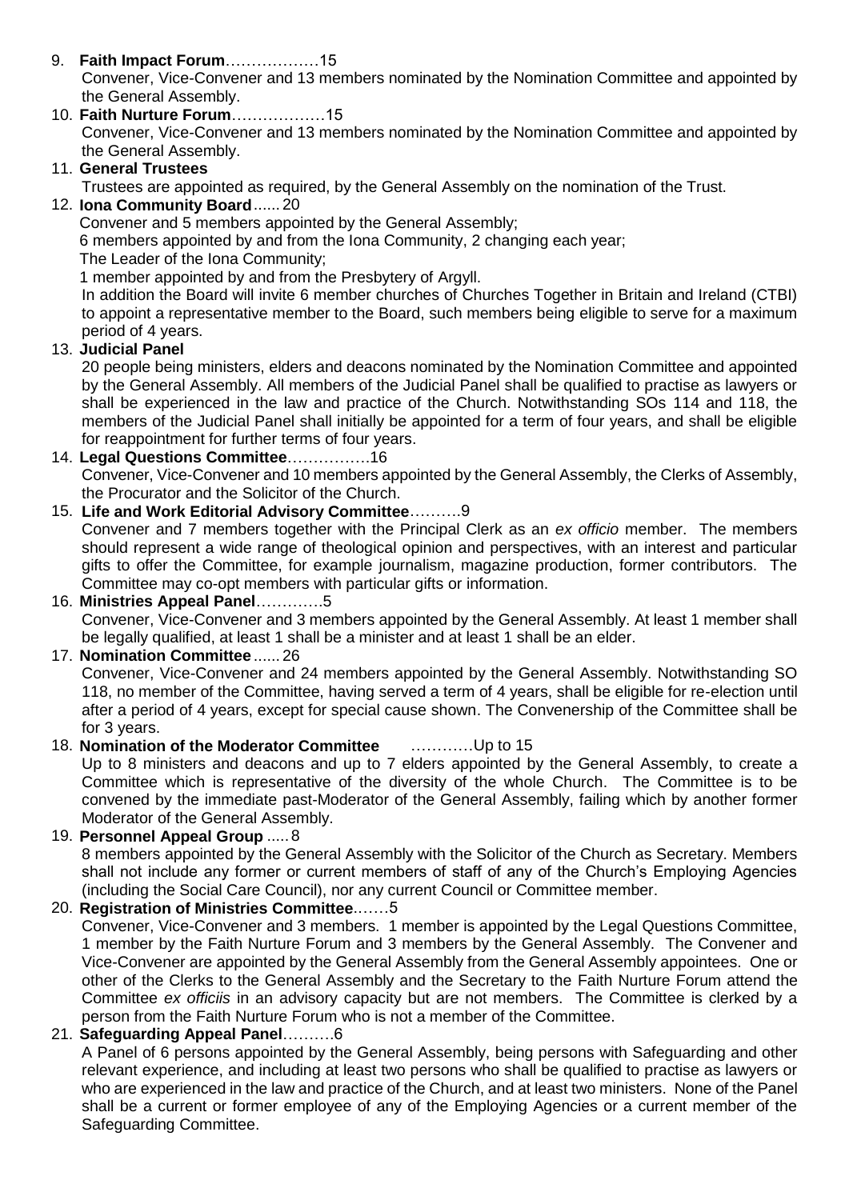9. **Faith Impact Forum**………………15
   Convener, Vice-Convener and 13 members nominated by the Nomination Committee and appointed by the General Assembly.
10. **Faith Nurture Forum**………………15
    Convener, Vice-Convener and 13 members nominated by the Nomination Committee and appointed by the General Assembly.
11. **General Trustees**
    Trustees are appointed as required, by the General Assembly on the nomination of the Trust.
12. **Iona Community Board**...... 20
    Convener and 5 members appointed by the General Assembly;
    6 members appointed by and from the Iona Community, 2 changing each year;
    The Leader of the Iona Community;
    1 member appointed by and from the Presbytery of Argyll.
    In addition the Board will invite 6 member churches of Churches Together in Britain and Ireland (CTBI) to appoint a representative member to the Board, such members being eligible to serve for a maximum period of 4 years.
13. **Judicial Panel**
    20 people being ministers, elders and deacons nominated by the Nomination Committee and appointed by the General Assembly. All members of the Judicial Panel shall be qualified to practise as lawyers or shall be experienced in the law and practice of the Church. Notwithstanding SOs 114 and 118, the members of the Judicial Panel shall initially be appointed for a term of four years, and shall be eligible for reappointment for further terms of four years.
14. **Legal Questions Committee**…………….16
    Convener, Vice-Convener and 10 members appointed by the General Assembly, the Clerks of Assembly, the Procurator and the Solicitor of the Church.
15. **Life and Work Editorial Advisory Committee**……….9
    Convener and 7 members together with the Principal Clerk as an *ex officio* member. The members should represent a wide range of theological opinion and perspectives, with an interest and particular gifts to offer the Committee, for example journalism, magazine production, former contributors. The Committee may co-opt members with particular gifts or information.
16. **Ministries Appeal Panel**………….5
    Convener, Vice-Convener and 3 members appointed by the General Assembly. At least 1 member shall be legally qualified, at least 1 shall be a minister and at least 1 shall be an elder.
17. **Nomination Committee**...... 26
    Convener, Vice-Convener and 24 members appointed by the General Assembly. Notwithstanding SO 118, no member of the Committee, having served a term of 4 years, shall be eligible for re-election until after a period of 4 years, except for special cause shown. The Convenership of the Committee shall be for 3 years.
18. **Nomination of the Moderator Committee** …………Up to 15
    Up to 8 ministers and deacons and up to 7 elders appointed by the General Assembly, to create a Committee which is representative of the diversity of the whole Church. The Committee is to be convened by the immediate past-Moderator of the General Assembly, failing which by another former Moderator of the General Assembly.
19. **Personnel Appeal Group**..... 8
    8 members appointed by the General Assembly with the Solicitor of the Church as Secretary. Members shall not include any former or current members of staff of any of the Church's Employing Agencies (including the Social Care Council), nor any current Council or Committee member.
20. **Registration of Ministries Committee**.……5
    Convener, Vice-Convener and 3 members. 1 member is appointed by the Legal Questions Committee, 1 member by the Faith Nurture Forum and 3 members by the General Assembly. The Convener and Vice-Convener are appointed by the General Assembly from the General Assembly appointees. One or other of the Clerks to the General Assembly and the Secretary to the Faith Nurture Forum attend the Committee *ex officiis* in an advisory capacity but are not members. The Committee is clerked by a person from the Faith Nurture Forum who is not a member of the Committee.
21. **Safeguarding Appeal Panel**……….6
    A Panel of 6 persons appointed by the General Assembly, being persons with Safeguarding and other relevant experience, and including at least two persons who shall be qualified to practise as lawyers or who are experienced in the law and practice of the Church, and at least two ministers. None of the Panel shall be a current or former employee of any of the Employing Agencies or a current member of the Safeguarding Committee.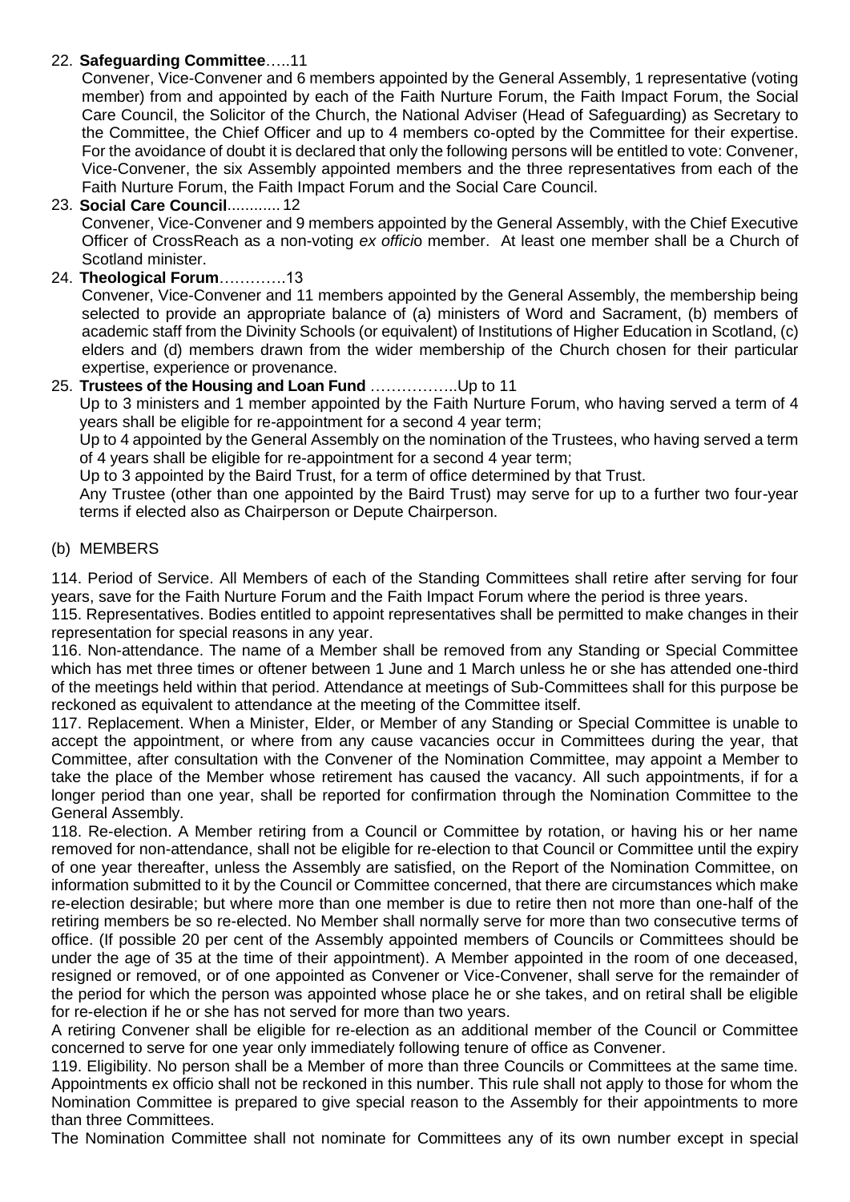22. **Safeguarding Committee**…..11
Convener, Vice-Convener and 6 members appointed by the General Assembly, 1 representative (voting member) from and appointed by each of the Faith Nurture Forum, the Faith Impact Forum, the Social Care Council, the Solicitor of the Church, the National Adviser (Head of Safeguarding) as Secretary to the Committee, the Chief Officer and up to 4 members co-opted by the Committee for their expertise. For the avoidance of doubt it is declared that only the following persons will be entitled to vote: Convener, Vice-Convener, the six Assembly appointed members and the three representatives from each of the Faith Nurture Forum, the Faith Impact Forum and the Social Care Council.

23. **Social Care Council**............12
Convener, Vice-Convener and 9 members appointed by the General Assembly, with the Chief Executive Officer of CrossReach as a non-voting *ex officio* member. At least one member shall be a Church of Scotland minister.

24. **Theological Forum**…………13
Convener, Vice-Convener and 11 members appointed by the General Assembly, the membership being selected to provide an appropriate balance of (a) ministers of Word and Sacrament, (b) members of academic staff from the Divinity Schools (or equivalent) of Institutions of Higher Education in Scotland, (c) elders and (d) members drawn from the wider membership of the Church chosen for their particular expertise, experience or provenance.

25. **Trustees of the Housing and Loan Fund** ……………..Up to 11
Up to 3 ministers and 1 member appointed by the Faith Nurture Forum, who having served a term of 4 years shall be eligible for re-appointment for a second 4 year term;
Up to 4 appointed by the General Assembly on the nomination of the Trustees, who having served a term of 4 years shall be eligible for re-appointment for a second 4 year term;
Up to 3 appointed by the Baird Trust, for a term of office determined by that Trust.
Any Trustee (other than one appointed by the Baird Trust) may serve for up to a further two four-year terms if elected also as Chairperson or Depute Chairperson.

(b) MEMBERS

114. Period of Service. All Members of each of the Standing Committees shall retire after serving for four years, save for the Faith Nurture Forum and the Faith Impact Forum where the period is three years.

115. Representatives. Bodies entitled to appoint representatives shall be permitted to make changes in their representation for special reasons in any year.

116. Non-attendance. The name of a Member shall be removed from any Standing or Special Committee which has met three times or oftener between 1 June and 1 March unless he or she has attended one-third of the meetings held within that period. Attendance at meetings of Sub-Committees shall for this purpose be reckoned as equivalent to attendance at the meeting of the Committee itself.

117. Replacement. When a Minister, Elder, or Member of any Standing or Special Committee is unable to accept the appointment, or where from any cause vacancies occur in Committees during the year, that Committee, after consultation with the Convener of the Nomination Committee, may appoint a Member to take the place of the Member whose retirement has caused the vacancy. All such appointments, if for a longer period than one year, shall be reported for confirmation through the Nomination Committee to the General Assembly.

118. Re-election. A Member retiring from a Council or Committee by rotation, or having his or her name removed for non-attendance, shall not be eligible for re-election to that Council or Committee until the expiry of one year thereafter, unless the Assembly are satisfied, on the Report of the Nomination Committee, on information submitted to it by the Council or Committee concerned, that there are circumstances which make re-election desirable; but where more than one member is due to retire then not more than one-half of the retiring members be so re-elected. No Member shall normally serve for more than two consecutive terms of office. (If possible 20 per cent of the Assembly appointed members of Councils or Committees should be under the age of 35 at the time of their appointment). A Member appointed in the room of one deceased, resigned or removed, or of one appointed as Convener or Vice-Convener, shall serve for the remainder of the period for which the person was appointed whose place he or she takes, and on retiral shall be eligible for re-election if he or she has not served for more than two years.

A retiring Convener shall be eligible for re-election as an additional member of the Council or Committee concerned to serve for one year only immediately following tenure of office as Convener.

119. Eligibility. No person shall be a Member of more than three Councils or Committees at the same time. Appointments ex officio shall not be reckoned in this number. This rule shall not apply to those for whom the Nomination Committee is prepared to give special reason to the Assembly for their appointments to more than three Committees.

The Nomination Committee shall not nominate for Committees any of its own number except in special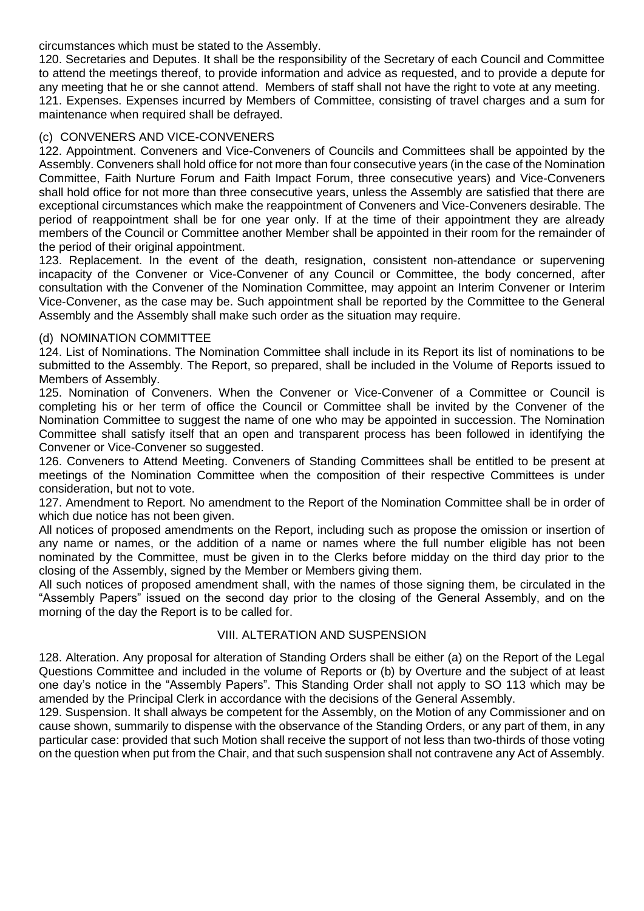circumstances which must be stated to the Assembly.

120. Secretaries and Deputes. It shall be the responsibility of the Secretary of each Council and Committee to attend the meetings thereof, to provide information and advice as requested, and to provide a depute for any meeting that he or she cannot attend. Members of staff shall not have the right to vote at any meeting.

121. Expenses. Expenses incurred by Members of Committee, consisting of travel charges and a sum for maintenance when required shall be defrayed.

### (c) CONVENERS AND VICE-CONVENERS

122. Appointment. Conveners and Vice-Conveners of Councils and Committees shall be appointed by the Assembly. Conveners shall hold office for not more than four consecutive years (in the case of the Nomination Committee, Faith Nurture Forum and Faith Impact Forum, three consecutive years) and Vice-Conveners shall hold office for not more than three consecutive years, unless the Assembly are satisfied that there are exceptional circumstances which make the reappointment of Conveners and Vice-Conveners desirable. The period of reappointment shall be for one year only. If at the time of their appointment they are already members of the Council or Committee another Member shall be appointed in their room for the remainder of the period of their original appointment.

123. Replacement. In the event of the death, resignation, consistent non-attendance or supervening incapacity of the Convener or Vice-Convener of any Council or Committee, the body concerned, after consultation with the Convener of the Nomination Committee, may appoint an Interim Convener or Interim Vice-Convener, as the case may be. Such appointment shall be reported by the Committee to the General Assembly and the Assembly shall make such order as the situation may require.

### (d) NOMINATION COMMITTEE

124. List of Nominations. The Nomination Committee shall include in its Report its list of nominations to be submitted to the Assembly. The Report, so prepared, shall be included in the Volume of Reports issued to Members of Assembly.

125. Nomination of Conveners. When the Convener or Vice-Convener of a Committee or Council is completing his or her term of office the Council or Committee shall be invited by the Convener of the Nomination Committee to suggest the name of one who may be appointed in succession. The Nomination Committee shall satisfy itself that an open and transparent process has been followed in identifying the Convener or Vice-Convener so suggested.

126. Conveners to Attend Meeting. Conveners of Standing Committees shall be entitled to be present at meetings of the Nomination Committee when the composition of their respective Committees is under consideration, but not to vote.

127. Amendment to Report. No amendment to the Report of the Nomination Committee shall be in order of which due notice has not been given.

All notices of proposed amendments on the Report, including such as propose the omission or insertion of any name or names, or the addition of a name or names where the full number eligible has not been nominated by the Committee, must be given in to the Clerks before midday on the third day prior to the closing of the Assembly, signed by the Member or Members giving them.

All such notices of proposed amendment shall, with the names of those signing them, be circulated in the "Assembly Papers" issued on the second day prior to the closing of the General Assembly, and on the morning of the day the Report is to be called for.

## VIII. ALTERATION AND SUSPENSION

128. Alteration. Any proposal for alteration of Standing Orders shall be either (a) on the Report of the Legal Questions Committee and included in the volume of Reports or (b) by Overture and the subject of at least one day's notice in the "Assembly Papers". This Standing Order shall not apply to SO 113 which may be amended by the Principal Clerk in accordance with the decisions of the General Assembly.

129. Suspension. It shall always be competent for the Assembly, on the Motion of any Commissioner and on cause shown, summarily to dispense with the observance of the Standing Orders, or any part of them, in any particular case: provided that such Motion shall receive the support of not less than two-thirds of those voting on the question when put from the Chair, and that such suspension shall not contravene any Act of Assembly.